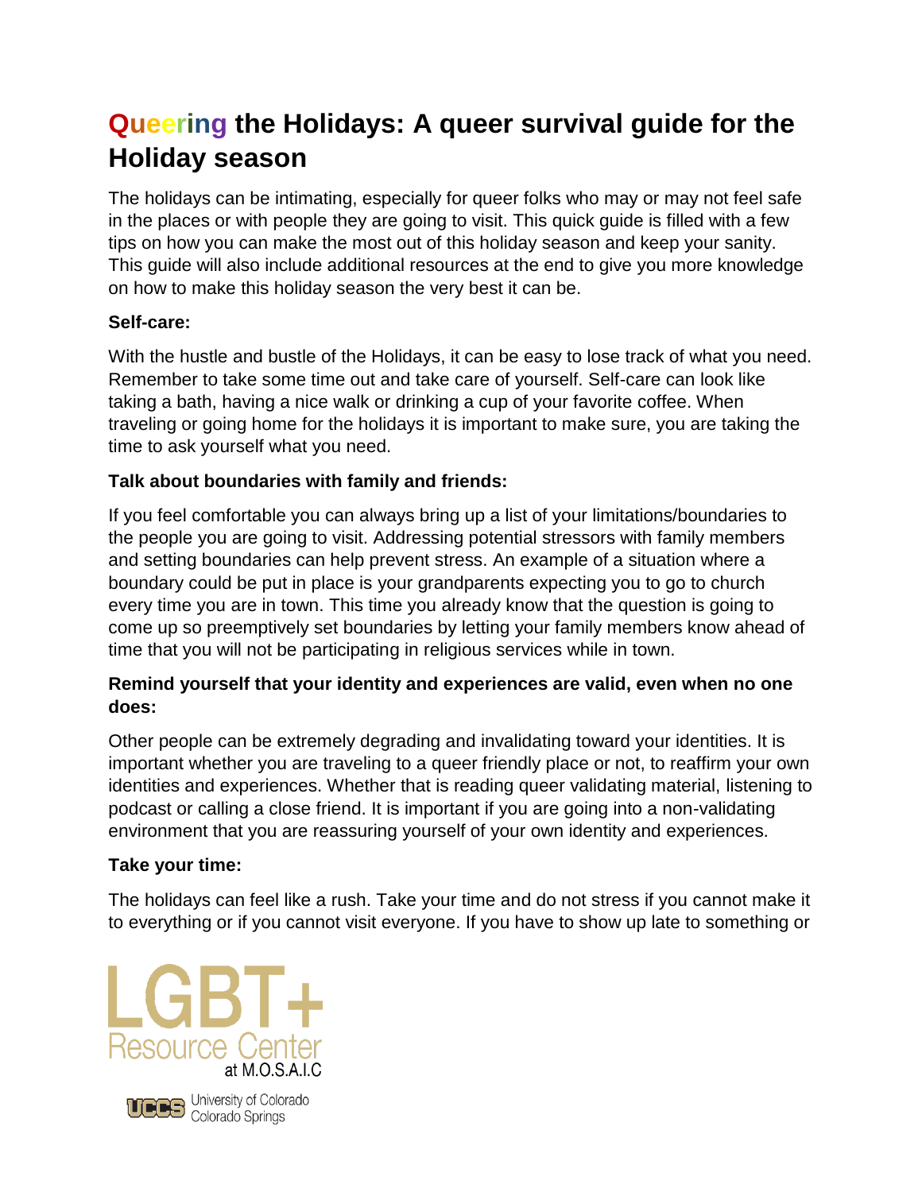# Queering the Holidays: A queer survival guide for the Holiday season

The holidays can be intimating, especially for queer folks who may or may not feel safe in the places or with people they are going to visit. This quick guide is filled with a few tips on how you can make the most out of this holiday season and keep your sanity. This guide will also include additional resources at the end to give you more knowledge on how to make this holiday season the very best it can be.

**Self-care:**

With the hustle and bustle of the Holidays, it can be easy to lose track of what you need. Remember to take some time out and take care of yourself. Self-care can look like taking a bath, having a nice walk or drinking a cup of your favorite coffee. When traveling or going home for the holidays it is important to make sure, you are taking the time to ask yourself what you need.

**Talk about boundaries with family and friends:**

If you feel comfortable you can always bring up a list of your limitations/boundaries to the people you are going to visit. Addressing potential stressors with family members and setting boundaries can help prevent stress. An example of a situation where a boundary could be put in place is your grandparents expecting you to go to church every time you are in town. This time you already know that the question is going to come up so preemptively set boundaries by letting your family members know ahead of time that you will not be participating in religious services while in town.

**Remind yourself that your identity and experiences are valid, even when no one does:**

Other people can be extremely degrading and invalidating toward your identities. It is important whether you are traveling to a queer friendly place or not, to reaffirm your own identities and experiences. Whether that is reading queer validating material, listening to podcast or calling a close friend. It is important if you are going into a non-validating environment that you are reassuring yourself of your own identity and experiences.

**Take your time:**

The holidays can feel like a rush. Take your time and do not stress if you cannot make it to everything or if you cannot visit everyone. If you have to show up late to something or

LGBT+ Resource Center at M.O.S.A.I.C

UCCS University of Colorado Colorado Springs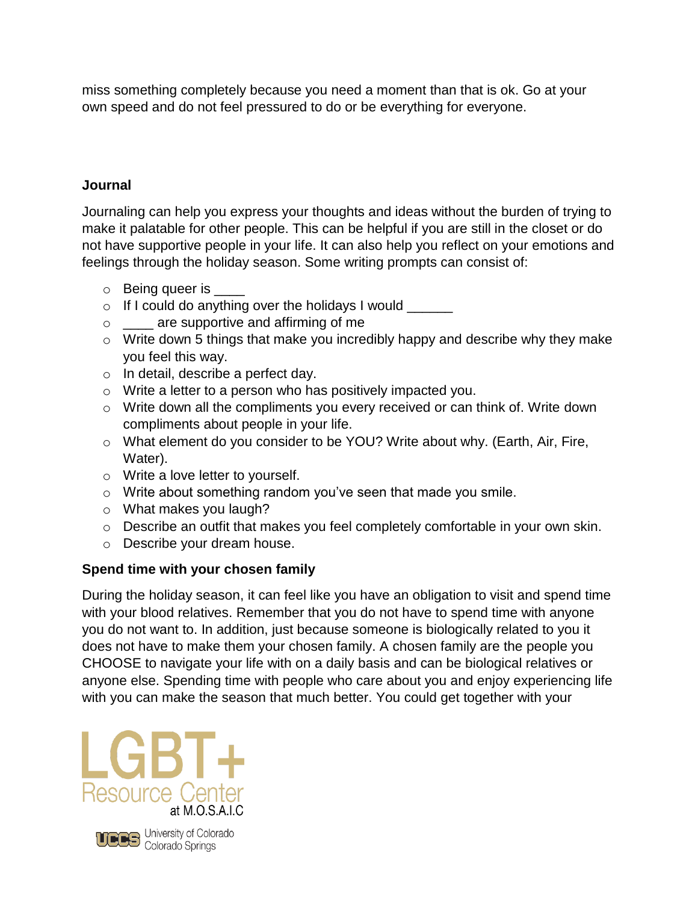miss something completely because you need a moment than that is ok. Go at your own speed and do not feel pressured to do or be everything for everyone.

### Journal

Journaling can help you express your thoughts and ideas without the burden of trying to make it palatable for other people. This can be helpful if you are still in the closet or do not have supportive people in your life. It can also help you reflect on your emotions and feelings through the holiday season. Some writing prompts can consist of:

- Being queer is ____
- If I could do anything over the holidays I would ______
- ____ are supportive and affirming of me
- Write down 5 things that make you incredibly happy and describe why they make you feel this way.
- In detail, describe a perfect day.
- Write a letter to a person who has positively impacted you.
- Write down all the compliments you every received or can think of. Write down compliments about people in your life.
- What element do you consider to be YOU? Write about why. (Earth, Air, Fire, Water).
- Write a love letter to yourself.
- Write about something random you've seen that made you smile.
- What makes you laugh?
- Describe an outfit that makes you feel completely comfortable in your own skin.
- Describe your dream house.

### Spend time with your chosen family

During the holiday season, it can feel like you have an obligation to visit and spend time with your blood relatives. Remember that you do not have to spend time with anyone you do not want to. In addition, just because someone is biologically related to you it does not have to make them your chosen family. A chosen family are the people you CHOOSE to navigate your life with on a daily basis and can be biological relatives or anyone else. Spending time with people who care about you and enjoy experiencing life with you can make the season that much better. You could get together with your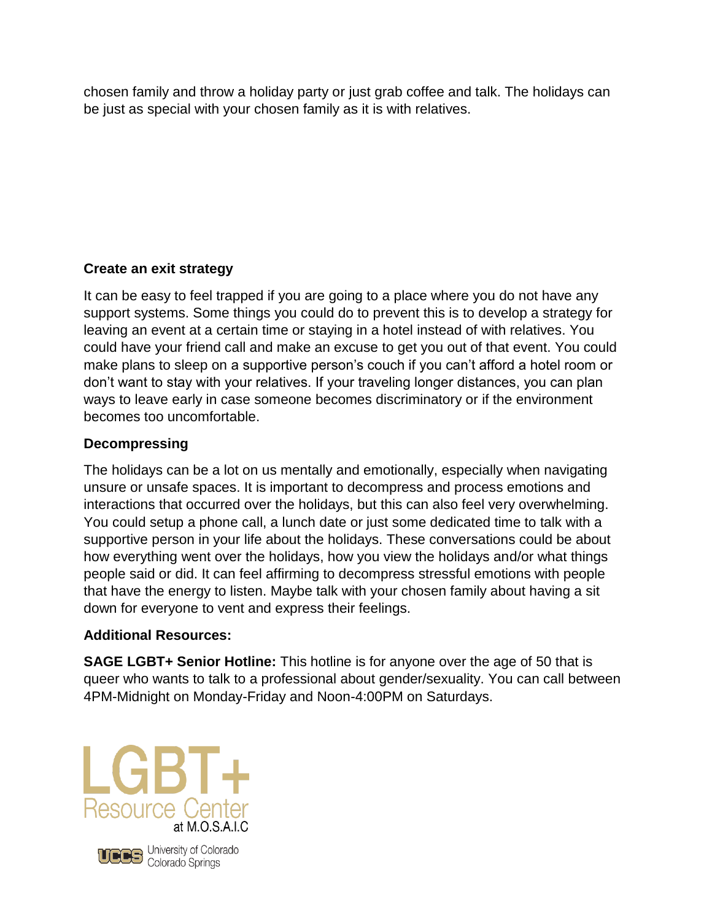chosen family and throw a holiday party or just grab coffee and talk. The holidays can be just as special with your chosen family as it is with relatives.

**Create an exit strategy**

It can be easy to feel trapped if you are going to a place where you do not have any support systems. Some things you could do to prevent this is to develop a strategy for leaving an event at a certain time or staying in a hotel instead of with relatives. You could have your friend call and make an excuse to get you out of that event. You could make plans to sleep on a supportive person's couch if you can't afford a hotel room or don't want to stay with your relatives. If your traveling longer distances, you can plan ways to leave early in case someone becomes discriminatory or if the environment becomes too uncomfortable.

**Decompressing**

The holidays can be a lot on us mentally and emotionally, especially when navigating unsure or unsafe spaces. It is important to decompress and process emotions and interactions that occurred over the holidays, but this can also feel very overwhelming. You could setup a phone call, a lunch date or just some dedicated time to talk with a supportive person in your life about the holidays. These conversations could be about how everything went over the holidays, how you view the holidays and/or what things people said or did. It can feel affirming to decompress stressful emotions with people that have the energy to listen. Maybe talk with your chosen family about having a sit down for everyone to vent and express their feelings.

**Additional Resources:**

**SAGE LGBT+ Senior Hotline:** This hotline is for anyone over the age of 50 that is queer who wants to talk to a professional about gender/sexuality. You can call between 4PM-Midnight on Monday-Friday and Noon-4:00PM on Saturdays.

LGBT+ Resource Center at M.O.S.A.I.C

UCCS University of Colorado Colorado Springs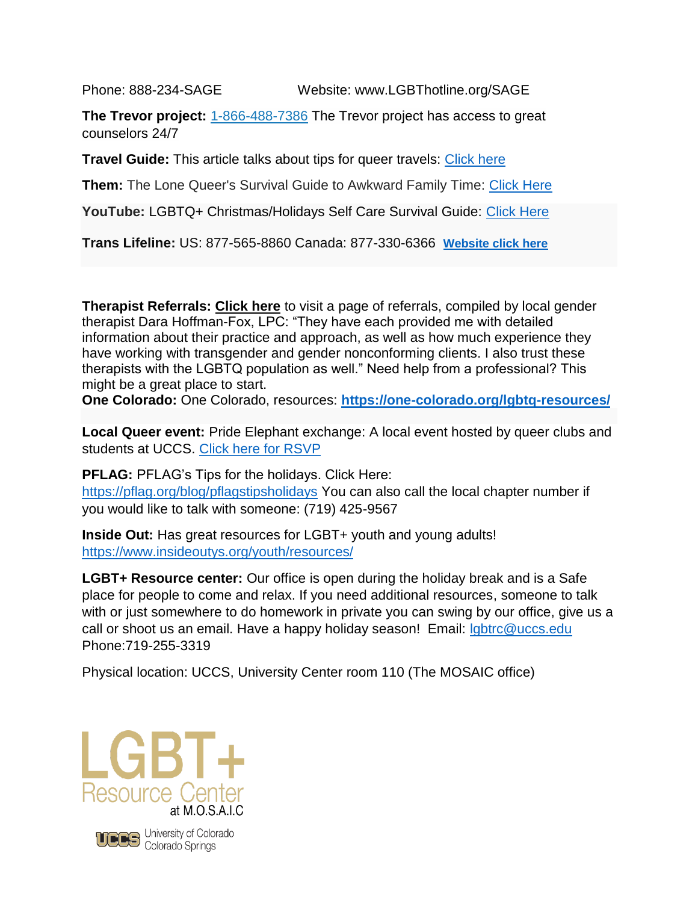Phone: 888-234-SAGE Website: www.LGBThotline.org/SAGE

**The Trevor project:** 1-866-488-7386 The Trevor project has access to great counselors 24/7

**Travel Guide:** This article talks about tips for queer travels: Click here

**Them:** The Lone Queer's Survival Guide to Awkward Family Time: Click Here

**YouTube:** LGBTQ+ Christmas/Holidays Self Care Survival Guide: Click Here

**Trans Lifeline:** US: 877-565-8860 Canada: 877-330-6366 **Website click here**

**Therapist Referrals:** **Click here** to visit a page of referrals, compiled by local gender therapist Dara Hoffman-Fox, LPC: "They have each provided me with detailed information about their practice and approach, as well as how much experience they have working with transgender and gender nonconforming clients. I also trust these therapists with the LGBTQ population as well." Need help from a professional? This might be a great place to start.

**One Colorado:** One Colorado, resources: **https://one-colorado.org/lgbtq-resources/**

**Local Queer event:** Pride Elephant exchange: A local event hosted by queer clubs and students at UCCS. Click here for RSVP

**PFLAG:** PFLAG's Tips for the holidays. Click Here: https://pflag.org/blog/pflagstipsholidays You can also call the local chapter number if you would like to talk with someone: (719) 425-9567

**Inside Out:** Has great resources for LGBT+ youth and young adults! https://www.insideoutys.org/youth/resources/

**LGBT+ Resource center:** Our office is open during the holiday break and is a Safe place for people to come and relax. If you need additional resources, someone to talk with or just somewhere to do homework in private you can swing by our office, give us a call or shoot us an email. Have a happy holiday season! Email: lgbtrc@uccs.edu Phone:719-255-3319

Physical location: UCCS, University Center room 110 (The MOSAIC office)

LGBT+ Resource Center at M.O.S.A.I.C

UCCS University of Colorado Colorado Springs